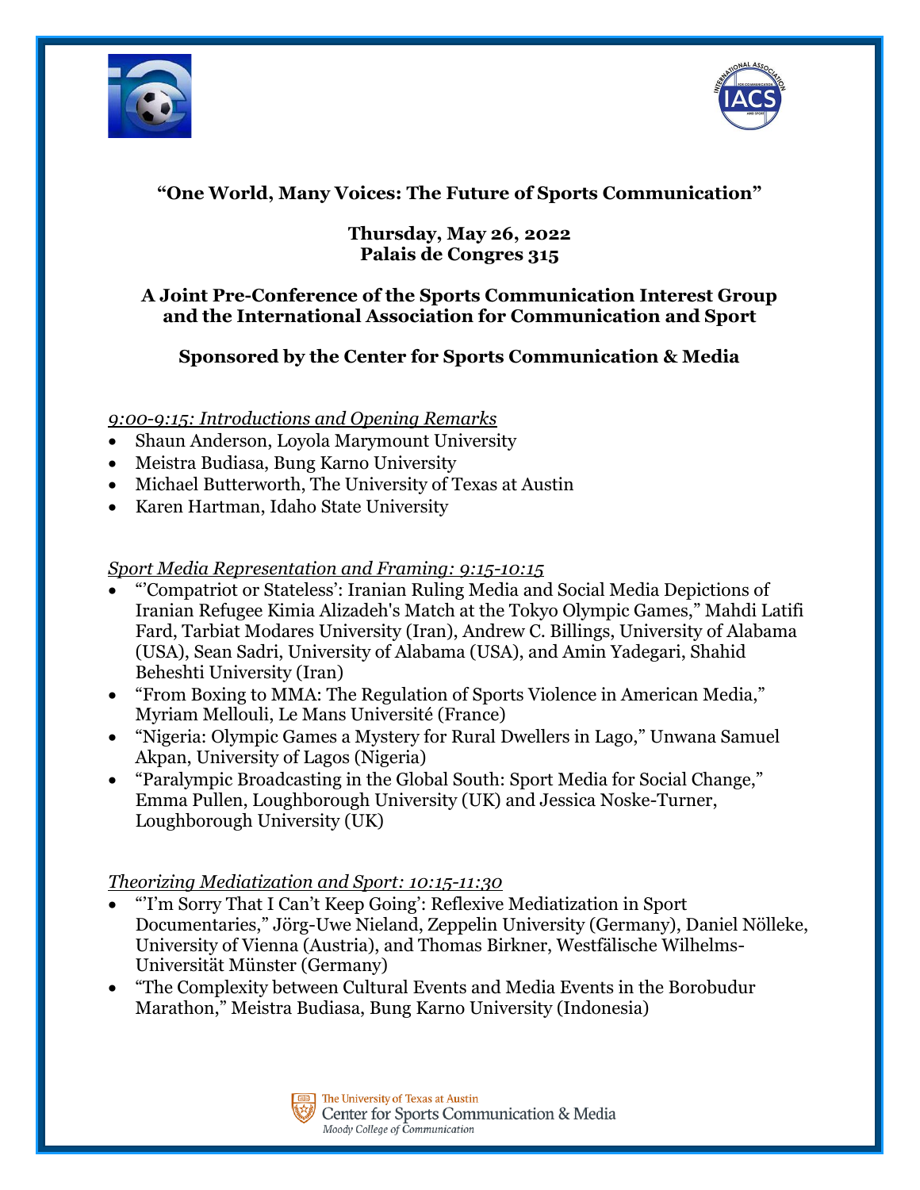# "One World, Many Voices: The Future of Sports Communication"

**Thursday, May 26, 2022**
**Palais de Congres 315**

**A Joint Pre-Conference of the Sports Communication Interest Group and the International Association for Communication and Sport**

**Sponsored by the Center for Sports Communication & Media**

*9:00-9:15: Introductions and Opening Remarks*

- Shaun Anderson, Loyola Marymount University
- Meistra Budiasa, Bung Karno University
- Michael Butterworth, The University of Texas at Austin
- Karen Hartman, Idaho State University

*Sport Media Representation and Framing: 9:15-10:15*

- "'Compatriot or Stateless': Iranian Ruling Media and Social Media Depictions of Iranian Refugee Kimia Alizadeh's Match at the Tokyo Olympic Games," Mahdi Latifi Fard, Tarbiat Modares University (Iran), Andrew C. Billings, University of Alabama (USA), Sean Sadri, University of Alabama (USA), and Amin Yadegari, Shahid Beheshti University (Iran)
- "From Boxing to MMA: The Regulation of Sports Violence in American Media," Myriam Mellouli, Le Mans Université (France)
- "Nigeria: Olympic Games a Mystery for Rural Dwellers in Lago," Unwana Samuel Akpan, University of Lagos (Nigeria)
- "Paralympic Broadcasting in the Global South: Sport Media for Social Change," Emma Pullen, Loughborough University (UK) and Jessica Noske-Turner, Loughborough University (UK)

*Theorizing Mediatization and Sport: 10:15-11:30*

- "'I'm Sorry That I Can't Keep Going': Reflexive Mediatization in Sport Documentaries," Jörg-Uwe Nieland, Zeppelin University (Germany), Daniel Nölleke, University of Vienna (Austria), and Thomas Birkner, Westfälische Wilhelms-Universität Münster (Germany)
- "The Complexity between Cultural Events and Media Events in the Borobudur Marathon," Meistra Budiasa, Bung Karno University (Indonesia)

The University of Texas at Austin
Center for Sports Communication & Media
Moody College of Communication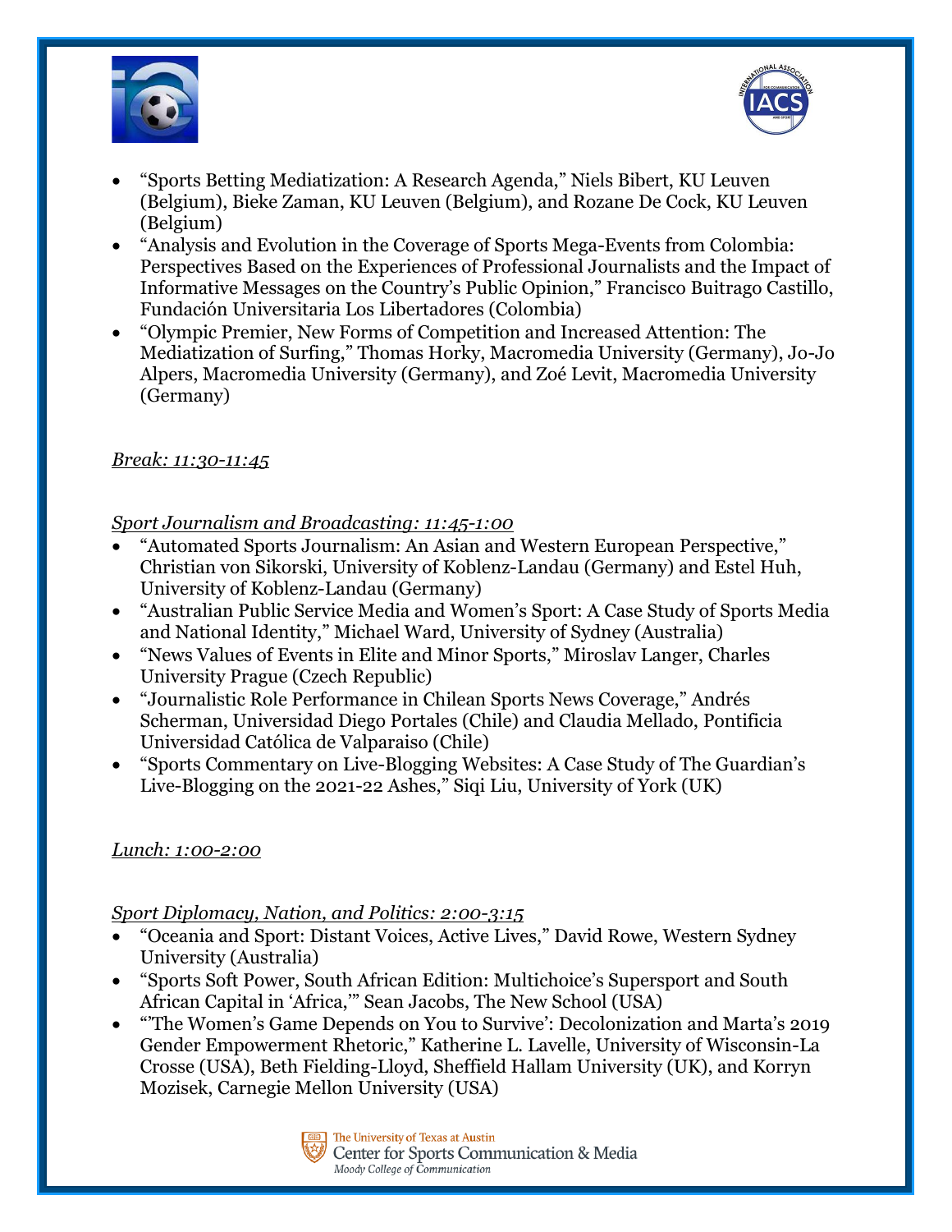- "Sports Betting Mediatization: A Research Agenda," Niels Bibert, KU Leuven (Belgium), Bieke Zaman, KU Leuven (Belgium), and Rozane De Cock, KU Leuven (Belgium)
- "Analysis and Evolution in the Coverage of Sports Mega-Events from Colombia: Perspectives Based on the Experiences of Professional Journalists and the Impact of Informative Messages on the Country's Public Opinion," Francisco Buitrago Castillo, Fundación Universitaria Los Libertadores (Colombia)
- "Olympic Premier, New Forms of Competition and Increased Attention: The Mediatization of Surfing," Thomas Horky, Macromedia University (Germany), Jo-Jo Alpers, Macromedia University (Germany), and Zoé Levit, Macromedia University (Germany)

*Break: 11:30-11:45*

*Sport Journalism and Broadcasting: 11:45-1:00*

- "Automated Sports Journalism: An Asian and Western European Perspective," Christian von Sikorski, University of Koblenz-Landau (Germany) and Estel Huh, University of Koblenz-Landau (Germany)
- "Australian Public Service Media and Women's Sport: A Case Study of Sports Media and National Identity," Michael Ward, University of Sydney (Australia)
- "News Values of Events in Elite and Minor Sports," Miroslav Langer, Charles University Prague (Czech Republic)
- "Journalistic Role Performance in Chilean Sports News Coverage," Andrés Scherman, Universidad Diego Portales (Chile) and Claudia Mellado, Pontificia Universidad Católica de Valparaiso (Chile)
- "Sports Commentary on Live-Blogging Websites: A Case Study of The Guardian's Live-Blogging on the 2021-22 Ashes," Siqi Liu, University of York (UK)

*Lunch: 1:00-2:00*

*Sport Diplomacy, Nation, and Politics: 2:00-3:15*

- "Oceania and Sport: Distant Voices, Active Lives," David Rowe, Western Sydney University (Australia)
- "Sports Soft Power, South African Edition: Multichoice's Supersport and South African Capital in 'Africa,'" Sean Jacobs, The New School (USA)
- "'The Women's Game Depends on You to Survive': Decolonization and Marta's 2019 Gender Empowerment Rhetoric," Katherine L. Lavelle, University of Wisconsin-La Crosse (USA), Beth Fielding-Lloyd, Sheffield Hallam University (UK), and Korryn Mozisek, Carnegie Mellon University (USA)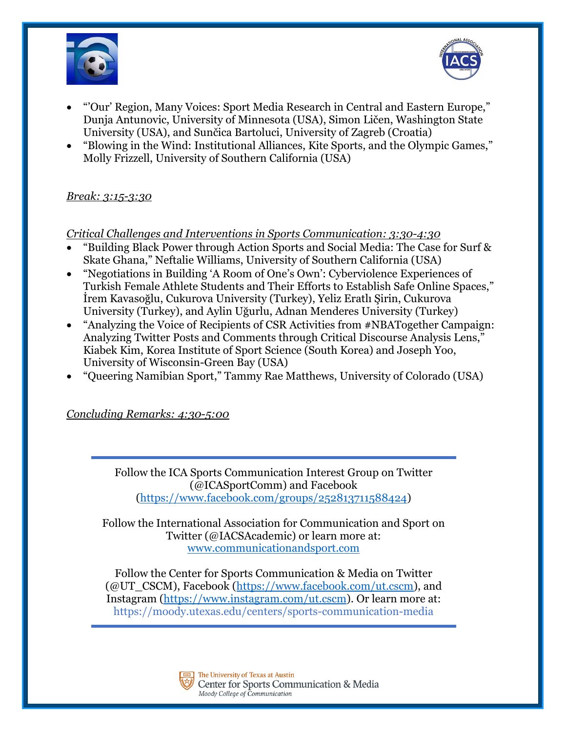- "'Our' Region, Many Voices: Sport Media Research in Central and Eastern Europe," Dunja Antunovic, University of Minnesota (USA), Simon Ličen, Washington State University (USA), and Sunčica Bartoluci, University of Zagreb (Croatia)
- "Blowing in the Wind: Institutional Alliances, Kite Sports, and the Olympic Games," Molly Frizzell, University of Southern California (USA)

*Break: 3:15-3:30*

*Critical Challenges and Interventions in Sports Communication: 3:30-4:30*

- "Building Black Power through Action Sports and Social Media: The Case for Surf & Skate Ghana," Neftalie Williams, University of Southern California (USA)
- "Negotiations in Building 'A Room of One's Own': Cyberviolence Experiences of Turkish Female Athlete Students and Their Efforts to Establish Safe Online Spaces," İrem Kavasoğlu, Cukurova University (Turkey), Yeliz Eratlı Şirin, Cukurova University (Turkey), and Aylin Uğurlu, Adnan Menderes University (Turkey)
- "Analyzing the Voice of Recipients of CSR Activities from #NBATogether Campaign: Analyzing Twitter Posts and Comments through Critical Discourse Analysis Lens," Kiabek Kim, Korea Institute of Sport Science (South Korea) and Joseph Yoo, University of Wisconsin-Green Bay (USA)
- "Queering Namibian Sport," Tammy Rae Matthews, University of Colorado (USA)

*Concluding Remarks: 4:30-5:00*

---

Follow the ICA Sports Communication Interest Group on Twitter (@ICASportComm) and Facebook (https://www.facebook.com/groups/252813711588424)

Follow the International Association for Communication and Sport on Twitter (@IACSAcademic) or learn more at: www.communicationandsport.com

Follow the Center for Sports Communication & Media on Twitter (@UT_CSCM), Facebook (https://www.facebook.com/ut.cscm), and Instagram (https://www.instagram.com/ut.cscm). Or learn more at: https://moody.utexas.edu/centers/sports-communication-media

---

The University of Texas at Austin
Center for Sports Communication & Media
Moody College of Communication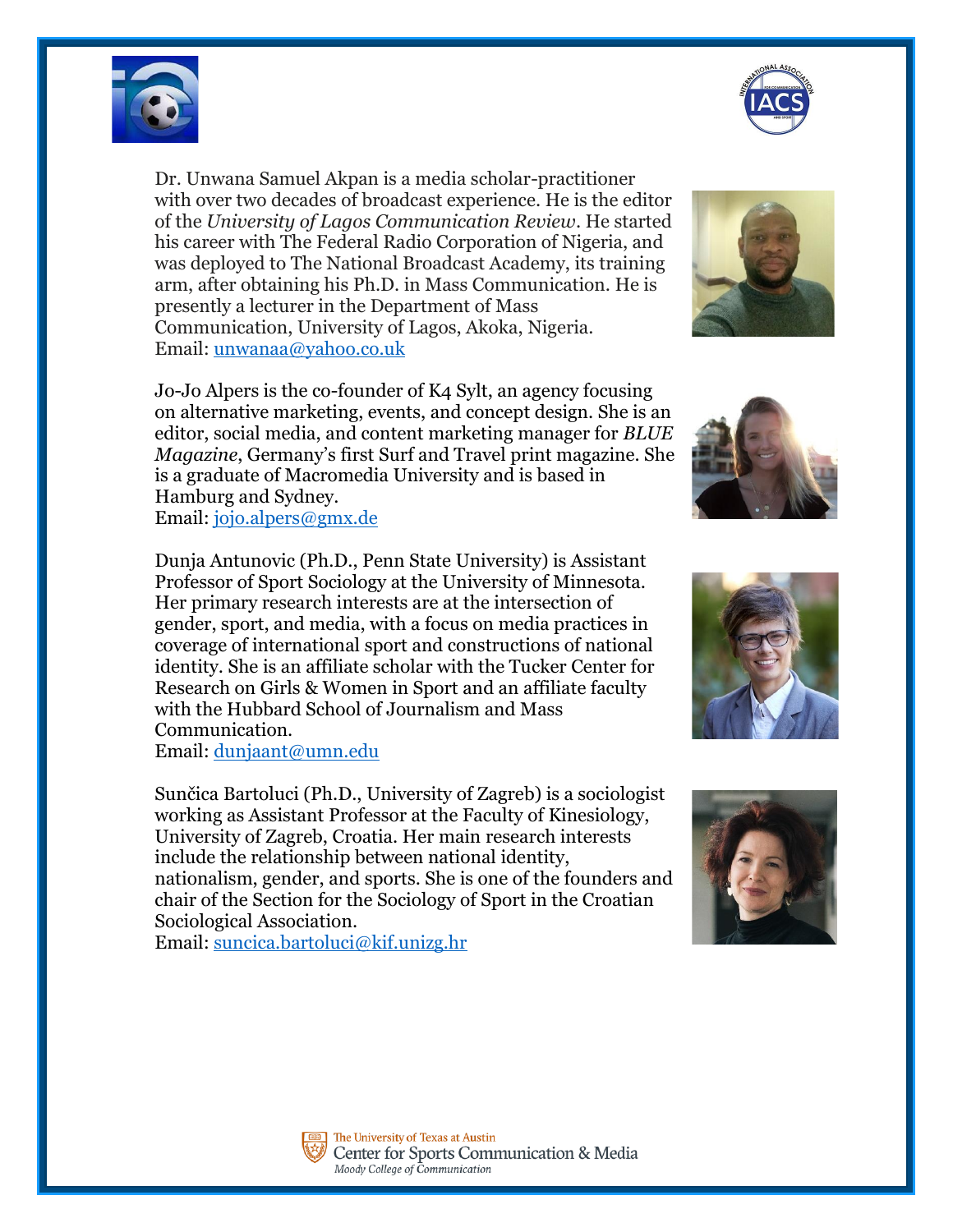Dr. Unwana Samuel Akpan is a media scholar-practitioner with over two decades of broadcast experience. He is the editor of the *University of Lagos Communication Review*. He started his career with The Federal Radio Corporation of Nigeria, and was deployed to The National Broadcast Academy, its training arm, after obtaining his Ph.D. in Mass Communication. He is presently a lecturer in the Department of Mass Communication, University of Lagos, Akoka, Nigeria.
Email: unwanaa@yahoo.co.uk

Jo-Jo Alpers is the co-founder of K4 Sylt, an agency focusing on alternative marketing, events, and concept design. She is an editor, social media, and content marketing manager for *BLUE Magazine*, Germany's first Surf and Travel print magazine. She is a graduate of Macromedia University and is based in Hamburg and Sydney.
Email: jojo.alpers@gmx.de

Dunja Antunovic (Ph.D., Penn State University) is Assistant Professor of Sport Sociology at the University of Minnesota. Her primary research interests are at the intersection of gender, sport, and media, with a focus on media practices in coverage of international sport and constructions of national identity. She is an affiliate scholar with the Tucker Center for Research on Girls & Women in Sport and an affiliate faculty with the Hubbard School of Journalism and Mass Communication.
Email: dunjaant@umn.edu

Sunčica Bartoluci (Ph.D., University of Zagreb) is a sociologist working as Assistant Professor at the Faculty of Kinesiology, University of Zagreb, Croatia. Her main research interests include the relationship between national identity, nationalism, gender, and sports. She is one of the founders and chair of the Section for the Sociology of Sport in the Croatian Sociological Association.
Email: suncica.bartoluci@kif.unizg.hr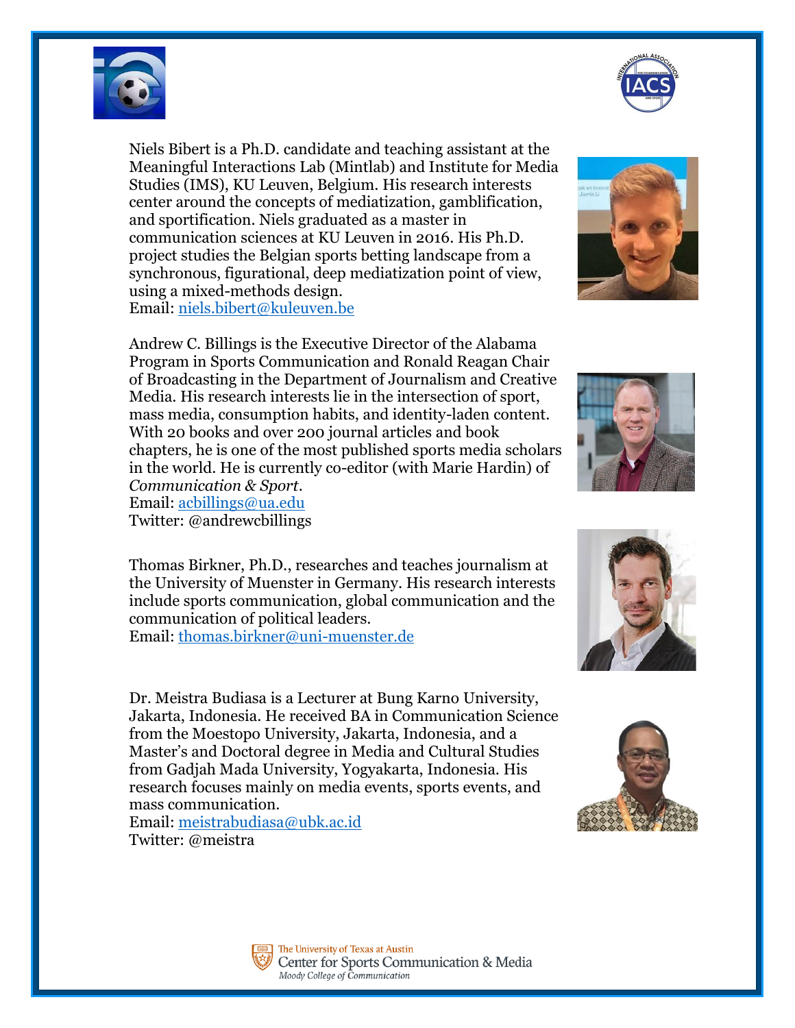Niels Bibert is a Ph.D. candidate and teaching assistant at the Meaningful Interactions Lab (Mintlab) and Institute for Media Studies (IMS), KU Leuven, Belgium. His research interests center around the concepts of mediatization, gamblification, and sportification. Niels graduated as a master in communication sciences at KU Leuven in 2016. His Ph.D. project studies the Belgian sports betting landscape from a synchronous, figurational, deep mediatization point of view, using a mixed-methods design.  
Email: niels.bibert@kuleuven.be

Andrew C. Billings is the Executive Director of the Alabama Program in Sports Communication and Ronald Reagan Chair of Broadcasting in the Department of Journalism and Creative Media. His research interests lie in the intersection of sport, mass media, consumption habits, and identity-laden content. With 20 books and over 200 journal articles and book chapters, he is one of the most published sports media scholars in the world. He is currently co-editor (with Marie Hardin) of *Communication & Sport*.  
Email: acbillings@ua.edu  
Twitter: @andrewcbillings

Thomas Birkner, Ph.D., researches and teaches journalism at the University of Muenster in Germany. His research interests include sports communication, global communication and the communication of political leaders.  
Email: thomas.birkner@uni-muenster.de

Dr. Meistra Budiasa is a Lecturer at Bung Karno University, Jakarta, Indonesia. He received BA in Communication Science from the Moestopo University, Jakarta, Indonesia, and a Master's and Doctoral degree in Media and Cultural Studies from Gadjah Mada University, Yogyakarta, Indonesia. His research focuses mainly on media events, sports events, and mass communication.  
Email: meistrabudiasa@ubk.ac.id  
Twitter: @meistra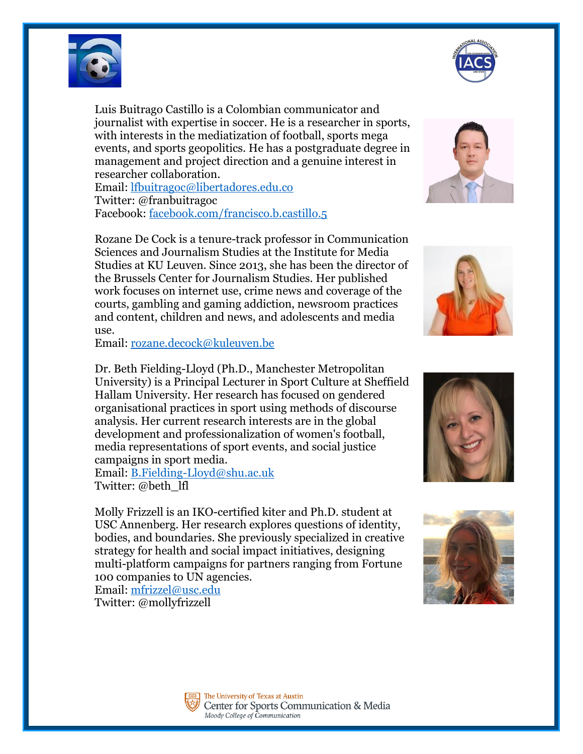Luis Buitrago Castillo is a Colombian communicator and journalist with expertise in soccer. He is a researcher in sports, with interests in the mediatization of football, sports mega events, and sports geopolitics. He has a postgraduate degree in management and project direction and a genuine interest in researcher collaboration.
Email: lfbuitragoc@libertadores.edu.co
Twitter: @franbuitragoc
Facebook: facebook.com/francisco.b.castillo.5

Rozane De Cock is a tenure-track professor in Communication Sciences and Journalism Studies at the Institute for Media Studies at KU Leuven. Since 2013, she has been the director of the Brussels Center for Journalism Studies. Her published work focuses on internet use, crime news and coverage of the courts, gambling and gaming addiction, newsroom practices and content, children and news, and adolescents and media use.
Email: rozane.decock@kuleuven.be

Dr. Beth Fielding-Lloyd (Ph.D., Manchester Metropolitan University) is a Principal Lecturer in Sport Culture at Sheffield Hallam University. Her research has focused on gendered organisational practices in sport using methods of discourse analysis. Her current research interests are in the global development and professionalization of women's football, media representations of sport events, and social justice campaigns in sport media.
Email: B.Fielding-Lloyd@shu.ac.uk
Twitter: @beth_lfl

Molly Frizzell is an IKO-certified kiter and Ph.D. student at USC Annenberg. Her research explores questions of identity, bodies, and boundaries. She previously specialized in creative strategy for health and social impact initiatives, designing multi-platform campaigns for partners ranging from Fortune 100 companies to UN agencies.
Email: mfrizzel@usc.edu
Twitter: @mollyfrizzell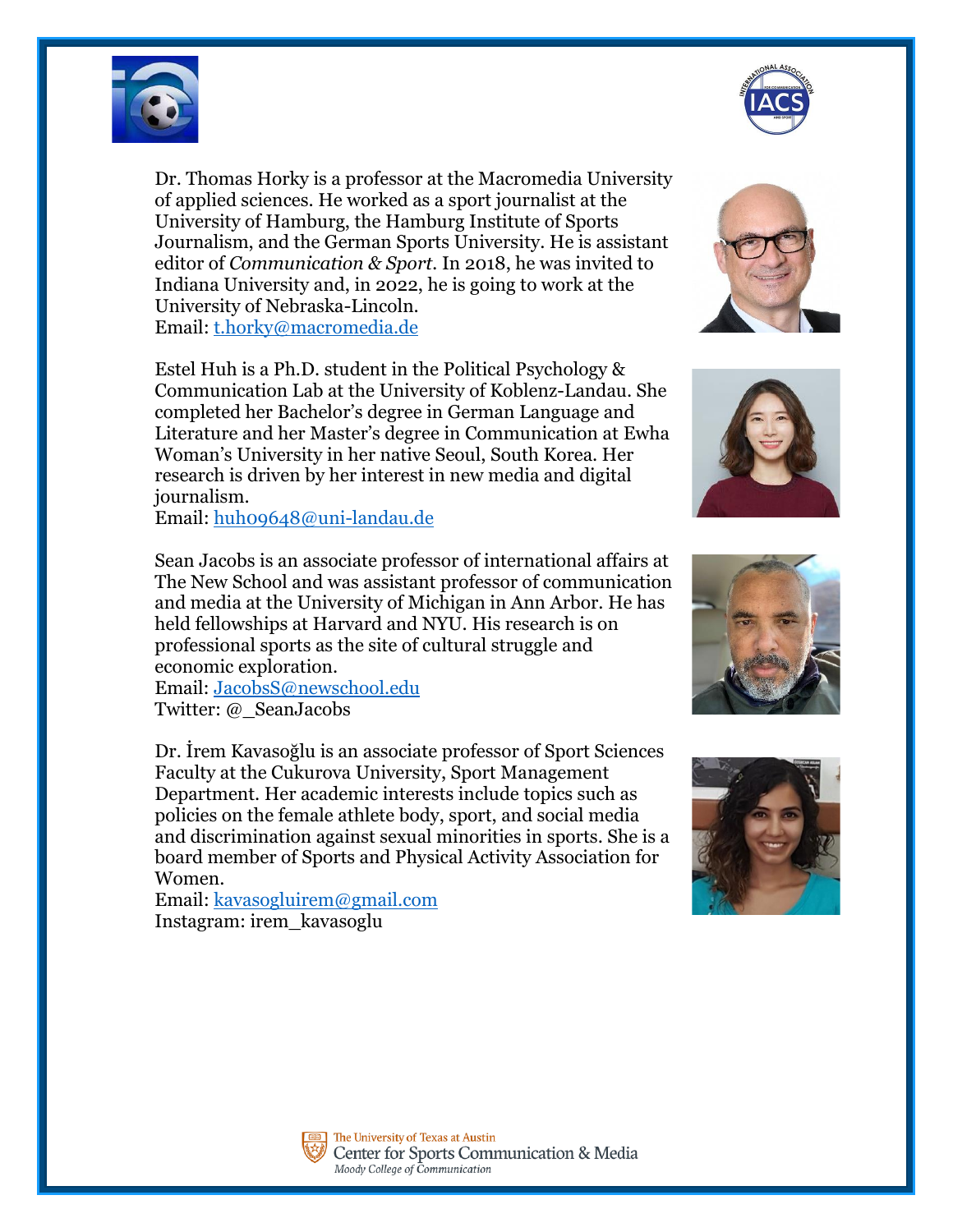Dr. Thomas Horky is a professor at the Macromedia University of applied sciences. He worked as a sport journalist at the University of Hamburg, the Hamburg Institute of Sports Journalism, and the German Sports University. He is assistant editor of *Communication & Sport*. In 2018, he was invited to Indiana University and, in 2022, he is going to work at the University of Nebraska-Lincoln.
Email: t.horky@macromedia.de

Estel Huh is a Ph.D. student in the Political Psychology & Communication Lab at the University of Koblenz-Landau. She completed her Bachelor's degree in German Language and Literature and her Master's degree in Communication at Ewha Woman's University in her native Seoul, South Korea. Her research is driven by her interest in new media and digital journalism.
Email: huh09648@uni-landau.de

Sean Jacobs is an associate professor of international affairs at The New School and was assistant professor of communication and media at the University of Michigan in Ann Arbor. He has held fellowships at Harvard and NYU. His research is on professional sports as the site of cultural struggle and economic exploration.
Email: JacobsS@newschool.edu
Twitter: @_SeanJacobs

Dr. İrem Kavasoğlu is an associate professor of Sport Sciences Faculty at the Cukurova University, Sport Management Department. Her academic interests include topics such as policies on the female athlete body, sport, and social media and discrimination against sexual minorities in sports. She is a board member of Sports and Physical Activity Association for Women.
Email: kavasogluirem@gmail.com
Instagram: irem_kavasoglu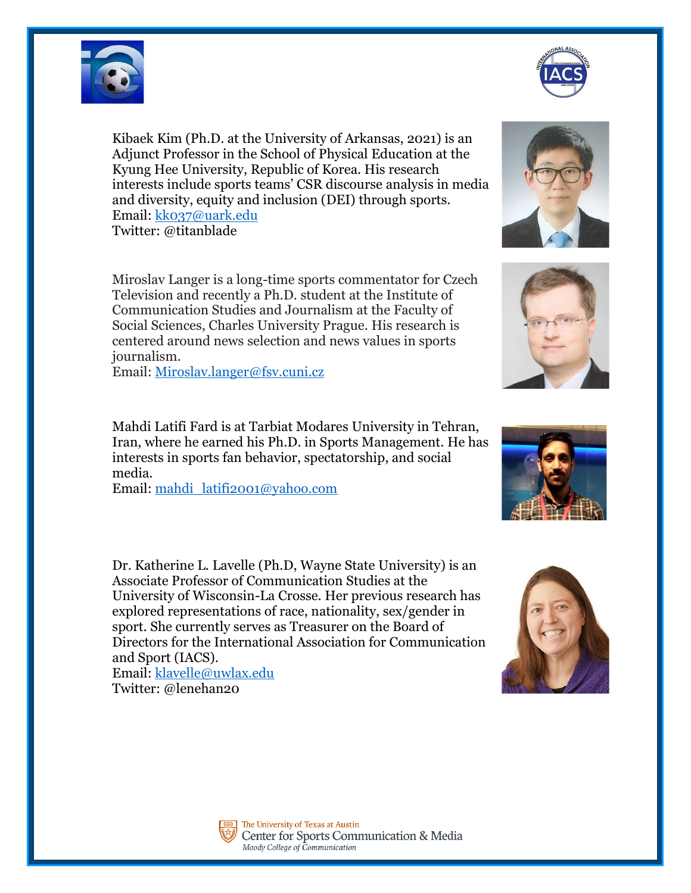Kibaek Kim (Ph.D. at the University of Arkansas, 2021) is an Adjunct Professor in the School of Physical Education at the Kyung Hee University, Republic of Korea. His research interests include sports teams' CSR discourse analysis in media and diversity, equity and inclusion (DEI) through sports.
Email: kk037@uark.edu
Twitter: @titanblade

Miroslav Langer is a long-time sports commentator for Czech Television and recently a Ph.D. student at the Institute of Communication Studies and Journalism at the Faculty of Social Sciences, Charles University Prague. His research is centered around news selection and news values in sports journalism.
Email: Miroslav.langer@fsv.cuni.cz

Mahdi Latifi Fard is at Tarbiat Modares University in Tehran, Iran, where he earned his Ph.D. in Sports Management. He has interests in sports fan behavior, spectatorship, and social media.
Email: mahdi_latifi2001@yahoo.com

Dr. Katherine L. Lavelle (Ph.D, Wayne State University) is an Associate Professor of Communication Studies at the University of Wisconsin-La Crosse. Her previous research has explored representations of race, nationality, sex/gender in sport. She currently serves as Treasurer on the Board of Directors for the International Association for Communication and Sport (IACS).
Email: klavelle@uwlax.edu
Twitter: @lenehan20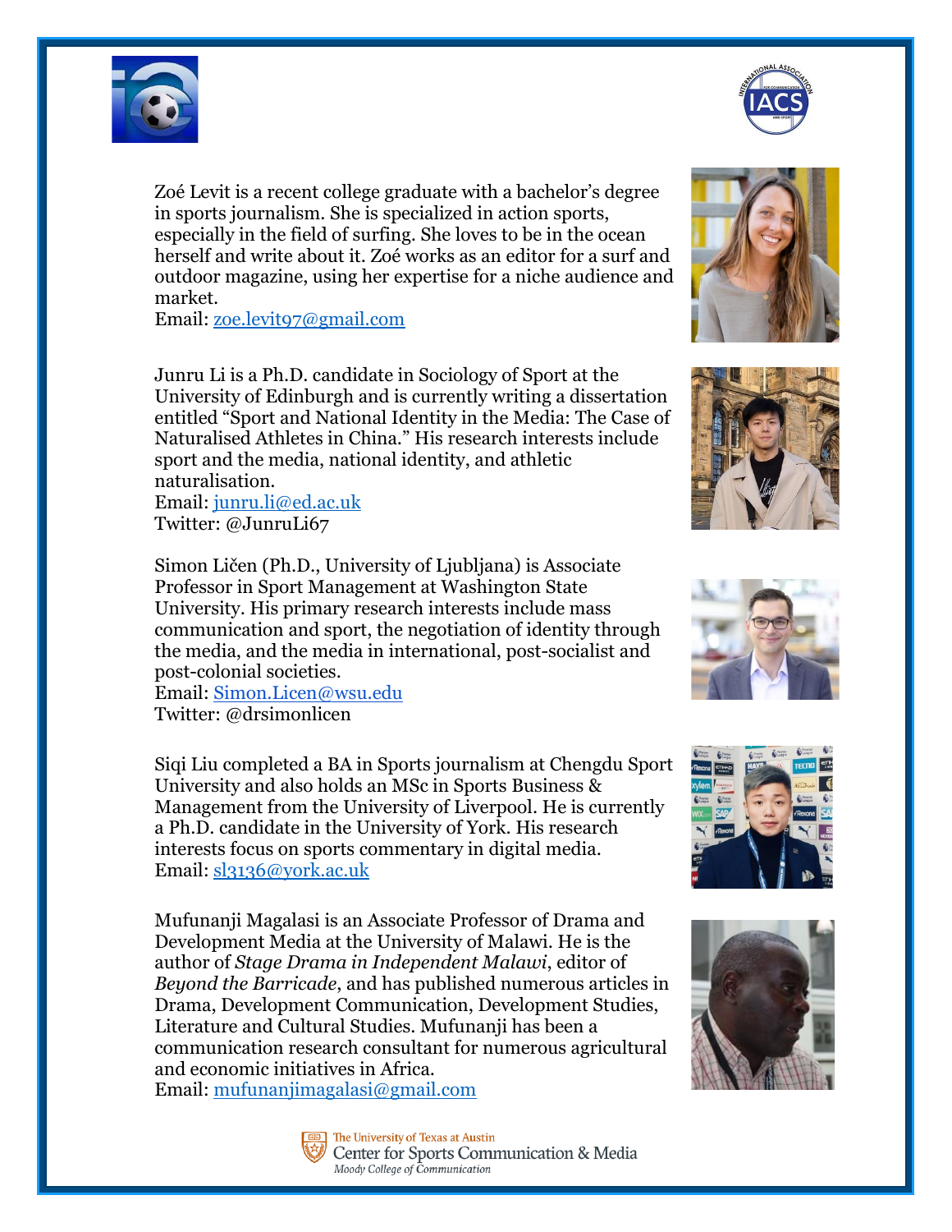Zoé Levit is a recent college graduate with a bachelor's degree in sports journalism. She is specialized in action sports, especially in the field of surfing. She loves to be in the ocean herself and write about it. Zoé works as an editor for a surf and outdoor magazine, using her expertise for a niche audience and market.
Email: zoe.levit97@gmail.com

Junru Li is a Ph.D. candidate in Sociology of Sport at the University of Edinburgh and is currently writing a dissertation entitled "Sport and National Identity in the Media: The Case of Naturalised Athletes in China." His research interests include sport and the media, national identity, and athletic naturalisation.
Email: junru.li@ed.ac.uk
Twitter: @JunruLi67

Simon Ličen (Ph.D., University of Ljubljana) is Associate Professor in Sport Management at Washington State University. His primary research interests include mass communication and sport, the negotiation of identity through the media, and the media in international, post-socialist and post-colonial societies.
Email: Simon.Licen@wsu.edu
Twitter: @drsimonlicen

Siqi Liu completed a BA in Sports journalism at Chengdu Sport University and also holds an MSc in Sports Business & Management from the University of Liverpool. He is currently a Ph.D. candidate in the University of York. His research interests focus on sports commentary in digital media.
Email: sl3136@york.ac.uk

Mufunanji Magalasi is an Associate Professor of Drama and Development Media at the University of Malawi. He is the author of *Stage Drama in Independent Malawi*, editor of *Beyond the Barricade*, and has published numerous articles in Drama, Development Communication, Development Studies, Literature and Cultural Studies. Mufunanji has been a communication research consultant for numerous agricultural and economic initiatives in Africa.
Email: mufunanjimagalasi@gmail.com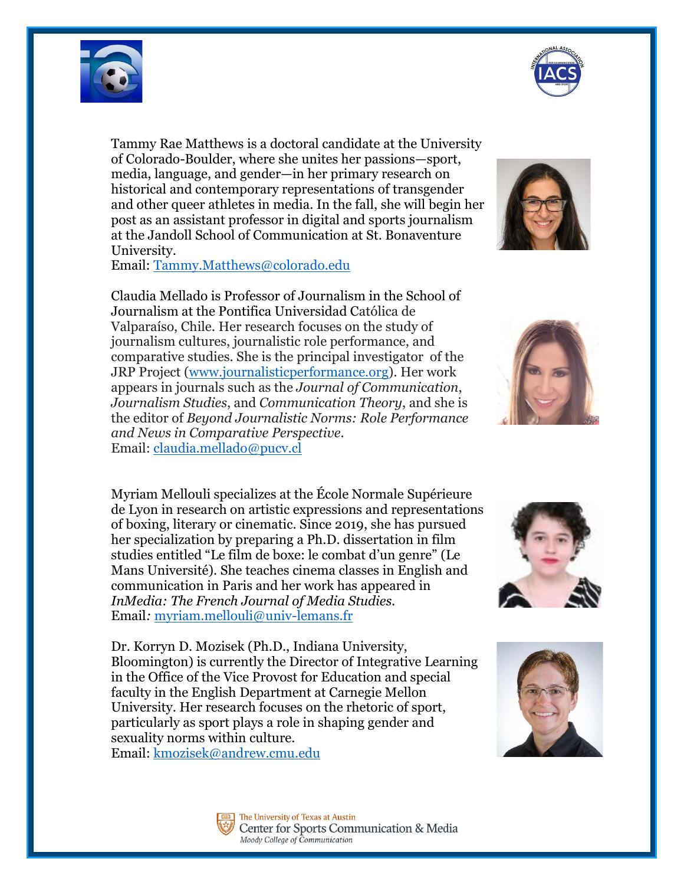Tammy Rae Matthews is a doctoral candidate at the University of Colorado-Boulder, where she unites her passions—sport, media, language, and gender—in her primary research on historical and contemporary representations of transgender and other queer athletes in media. In the fall, she will begin her post as an assistant professor in digital and sports journalism at the Jandoll School of Communication at St. Bonaventure University.
Email: Tammy.Matthews@colorado.edu

Claudia Mellado is Professor of Journalism in the School of Journalism at the Pontifica Universidad Católica de Valparaíso, Chile. Her research focuses on the study of journalism cultures, journalistic role performance, and comparative studies. She is the principal investigator of the JRP Project (www.journalisticperformance.org). Her work appears in journals such as the *Journal of Communication*, *Journalism Studies*, and *Communication Theory*, and she is the editor of *Beyond Journalistic Norms: Role Performance and News in Comparative Perspective*.
Email: claudia.mellado@pucv.cl

Myriam Mellouli specializes at the École Normale Supérieure de Lyon in research on artistic expressions and representations of boxing, literary or cinematic. Since 2019, she has pursued her specialization by preparing a Ph.D. dissertation in film studies entitled "Le film de boxe: le combat d'un genre" (Le Mans Université). She teaches cinema classes in English and communication in Paris and her work has appeared in *InMedia: The French Journal of Media Studies*.
Email*:* myriam.mellouli@univ-lemans.fr

Dr. Korryn D. Mozisek (Ph.D., Indiana University, Bloomington) is currently the Director of Integrative Learning in the Office of the Vice Provost for Education and special faculty in the English Department at Carnegie Mellon University. Her research focuses on the rhetoric of sport, particularly as sport plays a role in shaping gender and sexuality norms within culture.
Email: kmozisek@andrew.cmu.edu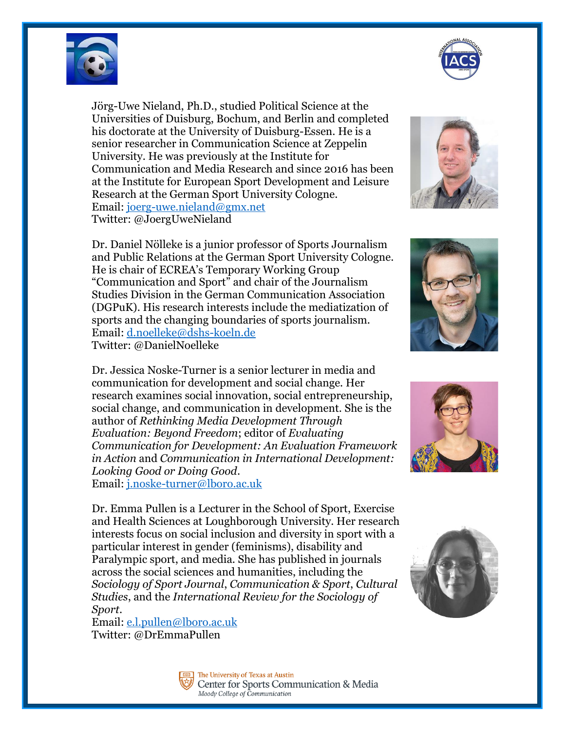Jörg-Uwe Nieland, Ph.D., studied Political Science at the Universities of Duisburg, Bochum, and Berlin and completed his doctorate at the University of Duisburg-Essen. He is a senior researcher in Communication Science at Zeppelin University. He was previously at the Institute for Communication and Media Research and since 2016 has been at the Institute for European Sport Development and Leisure Research at the German Sport University Cologne.
Email: joerg-uwe.nieland@gmx.net
Twitter: @JoergUweNieland

Dr. Daniel Nölleke is a junior professor of Sports Journalism and Public Relations at the German Sport University Cologne. He is chair of ECREA's Temporary Working Group "Communication and Sport" and chair of the Journalism Studies Division in the German Communication Association (DGPuK). His research interests include the mediatization of sports and the changing boundaries of sports journalism.
Email: d.noelleke@dshs-koeln.de
Twitter: @DanielNoelleke

Dr. Jessica Noske-Turner is a senior lecturer in media and communication for development and social change. Her research examines social innovation, social entrepreneurship, social change, and communication in development. She is the author of *Rethinking Media Development Through Evaluation: Beyond Freedom*; editor of *Evaluating Communication for Development: An Evaluation Framework in Action* and *Communication in International Development: Looking Good or Doing Good*.
Email: j.noske-turner@lboro.ac.uk

Dr. Emma Pullen is a Lecturer in the School of Sport, Exercise and Health Sciences at Loughborough University. Her research interests focus on social inclusion and diversity in sport with a particular interest in gender (feminisms), disability and Paralympic sport, and media. She has published in journals across the social sciences and humanities, including the *Sociology of Sport Journal*, *Communication & Sport*, *Cultural Studies*, and the *International Review for the Sociology of Sport*.
Email: e.l.pullen@lboro.ac.uk
Twitter: @DrEmmaPullen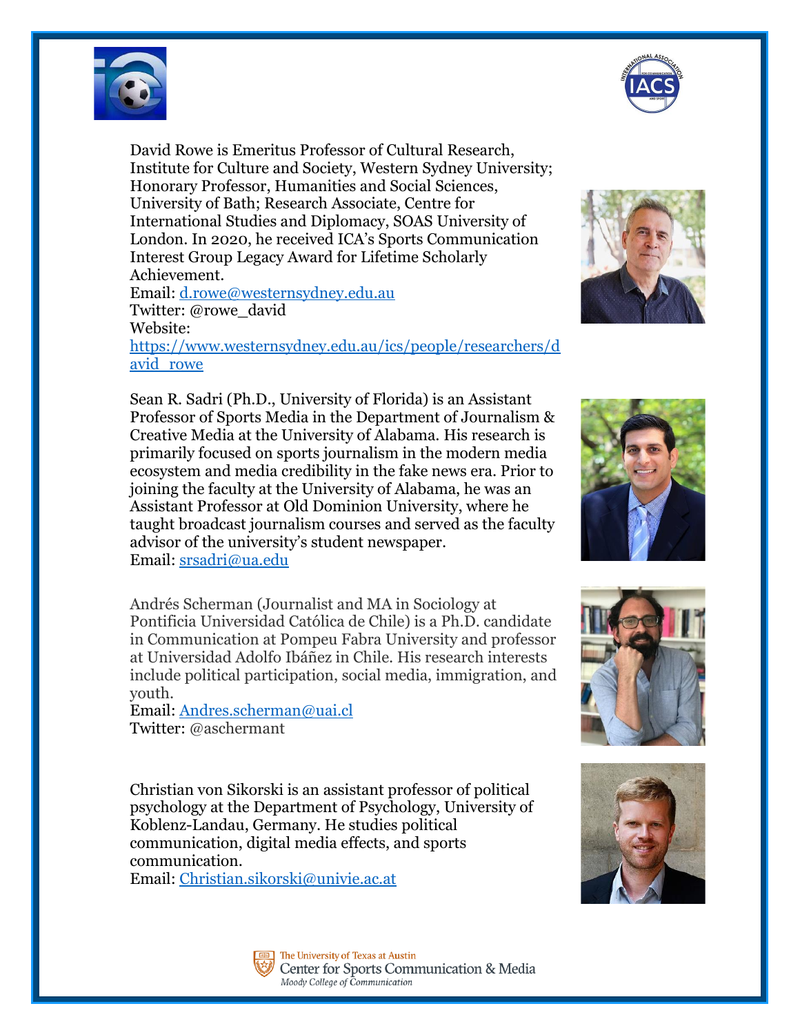David Rowe is Emeritus Professor of Cultural Research, Institute for Culture and Society, Western Sydney University; Honorary Professor, Humanities and Social Sciences, University of Bath; Research Associate, Centre for International Studies and Diplomacy, SOAS University of London. In 2020, he received ICA's Sports Communication Interest Group Legacy Award for Lifetime Scholarly Achievement.
Email: d.rowe@westernsydney.edu.au
Twitter: @rowe_david
Website:
https://www.westernsydney.edu.au/ics/people/researchers/david_rowe

Sean R. Sadri (Ph.D., University of Florida) is an Assistant Professor of Sports Media in the Department of Journalism & Creative Media at the University of Alabama. His research is primarily focused on sports journalism in the modern media ecosystem and media credibility in the fake news era. Prior to joining the faculty at the University of Alabama, he was an Assistant Professor at Old Dominion University, where he taught broadcast journalism courses and served as the faculty advisor of the university's student newspaper.
Email: srsadri@ua.edu

Andrés Scherman (Journalist and MA in Sociology at Pontificia Universidad Católica de Chile) is a Ph.D. candidate in Communication at Pompeu Fabra University and professor at Universidad Adolfo Ibáñez in Chile. His research interests include political participation, social media, immigration, and youth.
Email: Andres.scherman@uai.cl
Twitter: @aschermant

Christian von Sikorski is an assistant professor of political psychology at the Department of Psychology, University of Koblenz-Landau, Germany. He studies political communication, digital media effects, and sports communication.
Email: Christian.sikorski@univie.ac.at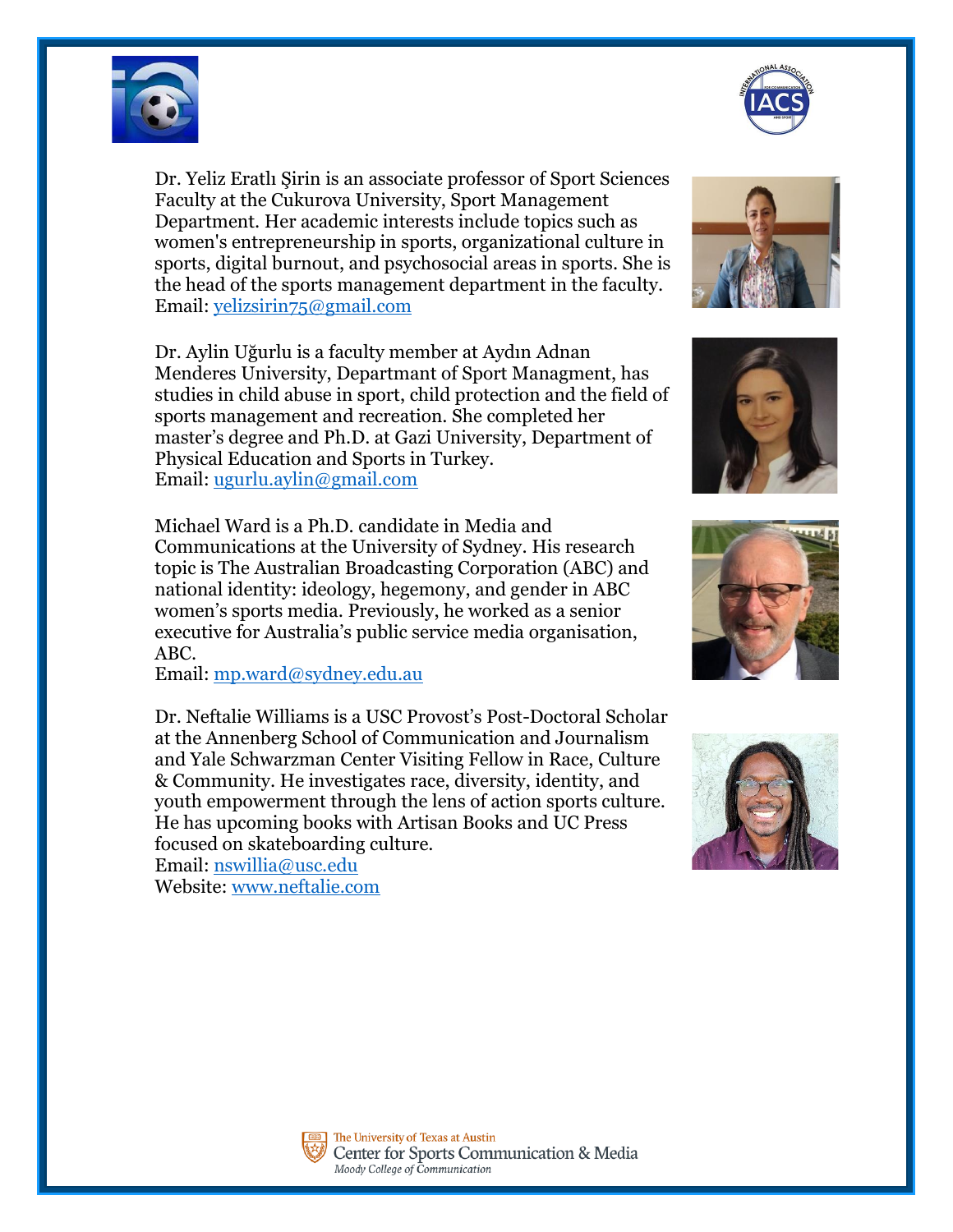Dr. Yeliz Eratlı Şirin is an associate professor of Sport Sciences Faculty at the Cukurova University, Sport Management Department. Her academic interests include topics such as women's entrepreneurship in sports, organizational culture in sports, digital burnout, and psychosocial areas in sports. She is the head of the sports management department in the faculty.
Email: yelizsirin75@gmail.com

Dr. Aylin Uğurlu is a faculty member at Aydın Adnan Menderes University, Departmant of Sport Managment, has studies in child abuse in sport, child protection and the field of sports management and recreation. She completed her master's degree and Ph.D. at Gazi University, Department of Physical Education and Sports in Turkey.
Email: ugurlu.aylin@gmail.com

Michael Ward is a Ph.D. candidate in Media and Communications at the University of Sydney. His research topic is The Australian Broadcasting Corporation (ABC) and national identity: ideology, hegemony, and gender in ABC women's sports media. Previously, he worked as a senior executive for Australia's public service media organisation, ABC.
Email: mp.ward@sydney.edu.au

Dr. Neftalie Williams is a USC Provost's Post-Doctoral Scholar at the Annenberg School of Communication and Journalism and Yale Schwarzman Center Visiting Fellow in Race, Culture & Community. He investigates race, diversity, identity, and youth empowerment through the lens of action sports culture. He has upcoming books with Artisan Books and UC Press focused on skateboarding culture.
Email: nswillia@usc.edu
Website: www.neftalie.com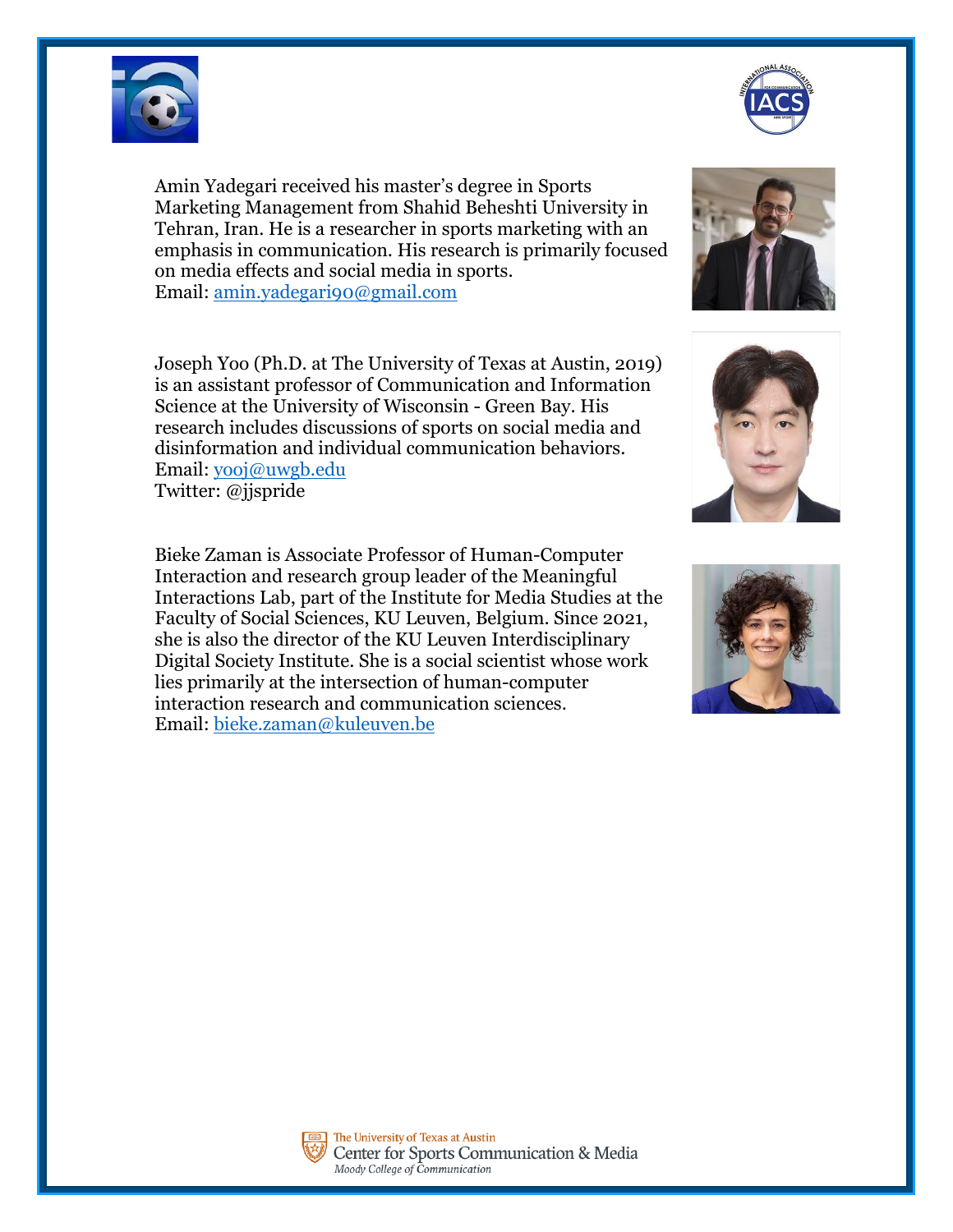Amin Yadegari received his master's degree in Sports Marketing Management from Shahid Beheshti University in Tehran, Iran. He is a researcher in sports marketing with an emphasis in communication. His research is primarily focused on media effects and social media in sports.
Email: amin.yadegari90@gmail.com

Joseph Yoo (Ph.D. at The University of Texas at Austin, 2019) is an assistant professor of Communication and Information Science at the University of Wisconsin - Green Bay. His research includes discussions of sports on social media and disinformation and individual communication behaviors.
Email: yooj@uwgb.edu
Twitter: @jjspride

Bieke Zaman is Associate Professor of Human-Computer Interaction and research group leader of the Meaningful Interactions Lab, part of the Institute for Media Studies at the Faculty of Social Sciences, KU Leuven, Belgium. Since 2021, she is also the director of the KU Leuven Interdisciplinary Digital Society Institute. She is a social scientist whose work lies primarily at the intersection of human-computer interaction research and communication sciences.
Email: bieke.zaman@kuleuven.be